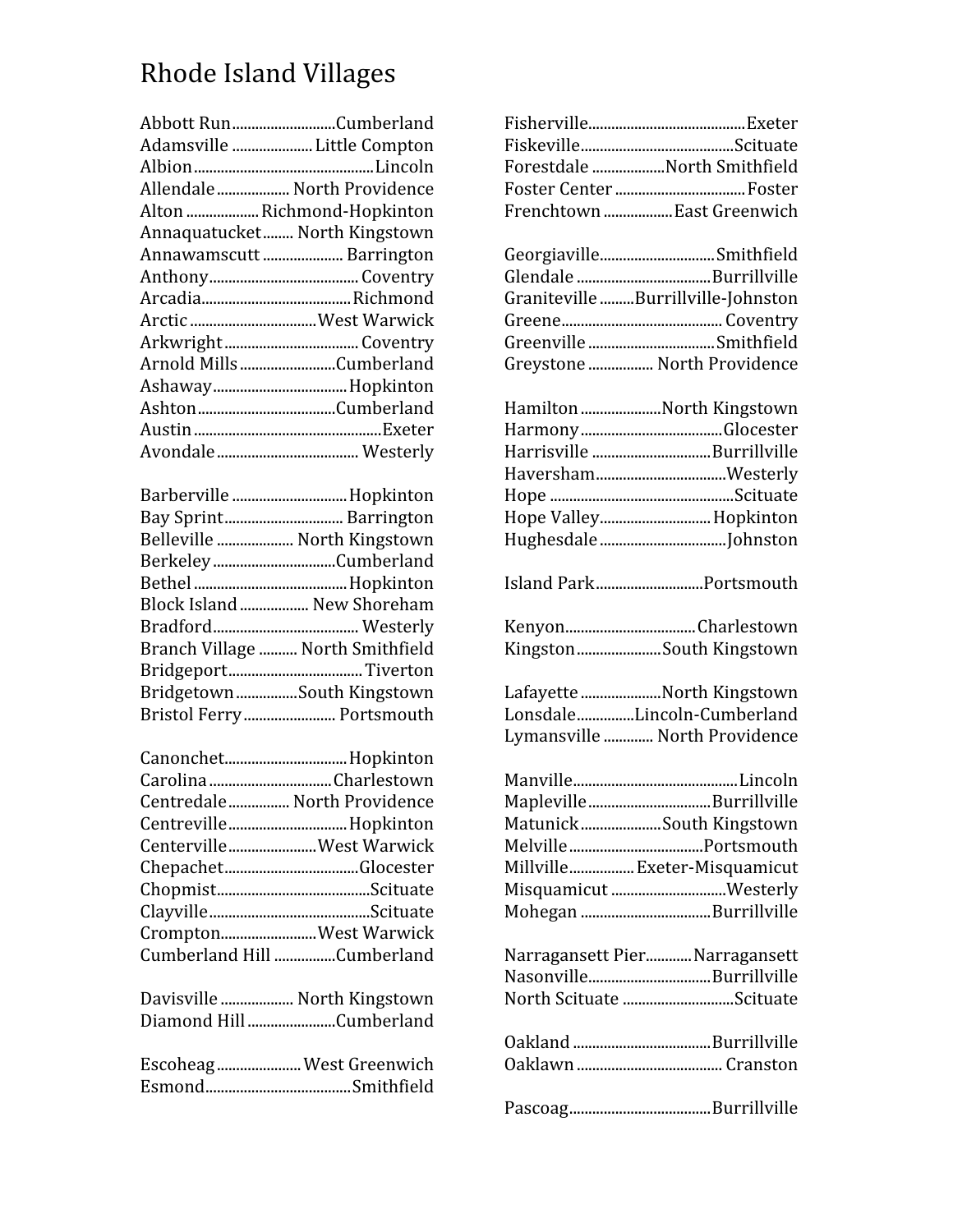# Rhode Island Villages

Abbott Run..........................Cumberland
Adamsville ..................... Little Compton
Albion..............................................Lincoln
Allendale .................. North Providence
Alton .................. Richmond-Hopkinton
Annaquatucket........ North Kingstown
Annawamscutt .................... Barrington
Anthony...................................... Coventry
Arcadia......................................Richmond
Arctic ................................West Warwick
Arkwright .................................. Coventry
Arnold Mills .........................Cumberland
Ashaway ..................................Hopkinton
Ashton....................................Cumberland
Austin ................................................Exeter
Avondale .................................... Westerly

Barberville ..............................Hopkinton
Bay Sprint.............................. Barrington
Belleville ................... North Kingstown
Berkeley ...............................Cumberland
Bethel .......................................Hopkinton
Block Island ................. New Shoreham
Bradford..................................... Westerly
Branch Village .......... North Smithfield
Bridgeport.................................. Tiverton
Bridgetown ...............South Kingstown
Bristol Ferry ....................... Portsmouth

Canonchet................................Hopkinton
Carolina ................................Charlestown
Centredale ............... North Providence
Centreville ..............................Hopkinton
Centerville ......................West Warwick
Chepachet..................................Glocester
Chopmist........................................Scituate
Clayville..........................................Scituate
Crompton.........................West Warwick
Cumberland Hill ................Cumberland

Davisville .................. North Kingstown
Diamond Hill ......................Cumberland

Escoheag ...................... West Greenwich
Esmond.....................................Smithfield

Fisherville.........................................Exeter
Fiskeville........................................Scituate
Forestdale ..................North Smithfield
Foster Center .................................Foster
Frenchtown .................East Greenwich

Georgiaville.............................Smithfield
Glendale ...................................Burrillville
Graniteville .........Burrillville-Johnston
Greene......................................... Coventry
Greenville .................................Smithfield
Greystone ................ North Providence

Hamilton ....................North Kingstown
Harmony.....................................Glocester
Harrisville ..............................Burrillville
Haversham.................................Westerly
Hope ................................................Scituate
Hope Valley............................Hopkinton
Hughesdale ................................Johnston

Island Park............................Portsmouth

Kenyon.................................Charlestown
Kingston......................South Kingstown

Lafayette ....................North Kingstown
Lonsdale..............Lincoln-Cumberland
Lymansville ............ North Providence

Manville...........................................Lincoln
Mapleville ................................Burrillville
Matunick....................South Kingstown
Melville ..................................Portsmouth
Millville................ Exeter-Misquamicut
Misquamicut .............................Westerly
Mohegan .................................Burrillville

Narragansett Pier...........Narragansett
Nasonville................................Burrillville
North Scituate ............................Scituate

Oakland ...................................Burrillville
Oaklawn ..................................... Cranston

Pascoag....................................Burrillville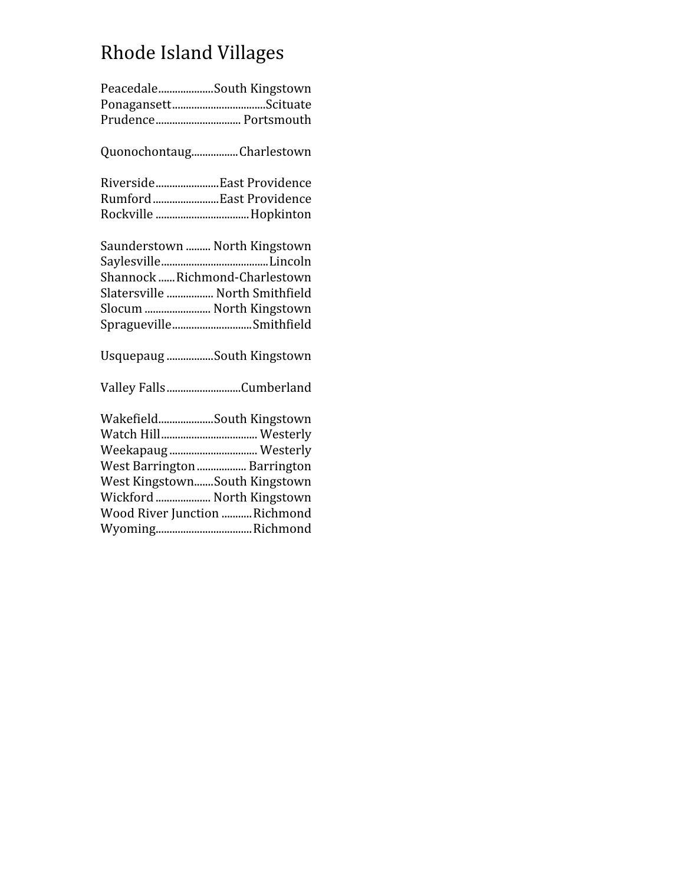# Rhode Island Villages

Peacedale....................South Kingstown
Ponagansett..................................Scituate
Prudence............................... Portsmouth

Quonochontaug.................Charlestown

Riverside.......................East Providence
Rumford........................East Providence
Rockville ..................................Hopkinton

Saunderstown ......... North Kingstown
Saylesville.......................................Lincoln
Shannock ......Richmond-Charlestown
Slatersville ................. North Smithfield
Slocum ........................ North Kingstown
Spragueville.............................Smithfield

Usquepaug .................South Kingstown

Valley Falls...........................Cumberland

Wakefield....................South Kingstown
Watch Hill................................... Westerly
Weekapaug ................................ Westerly
West Barrington .................. Barrington
West Kingstown.......South Kingstown
Wickford .................... North Kingstown
Wood River Junction ...........Richmond
Wyoming...................................Richmond